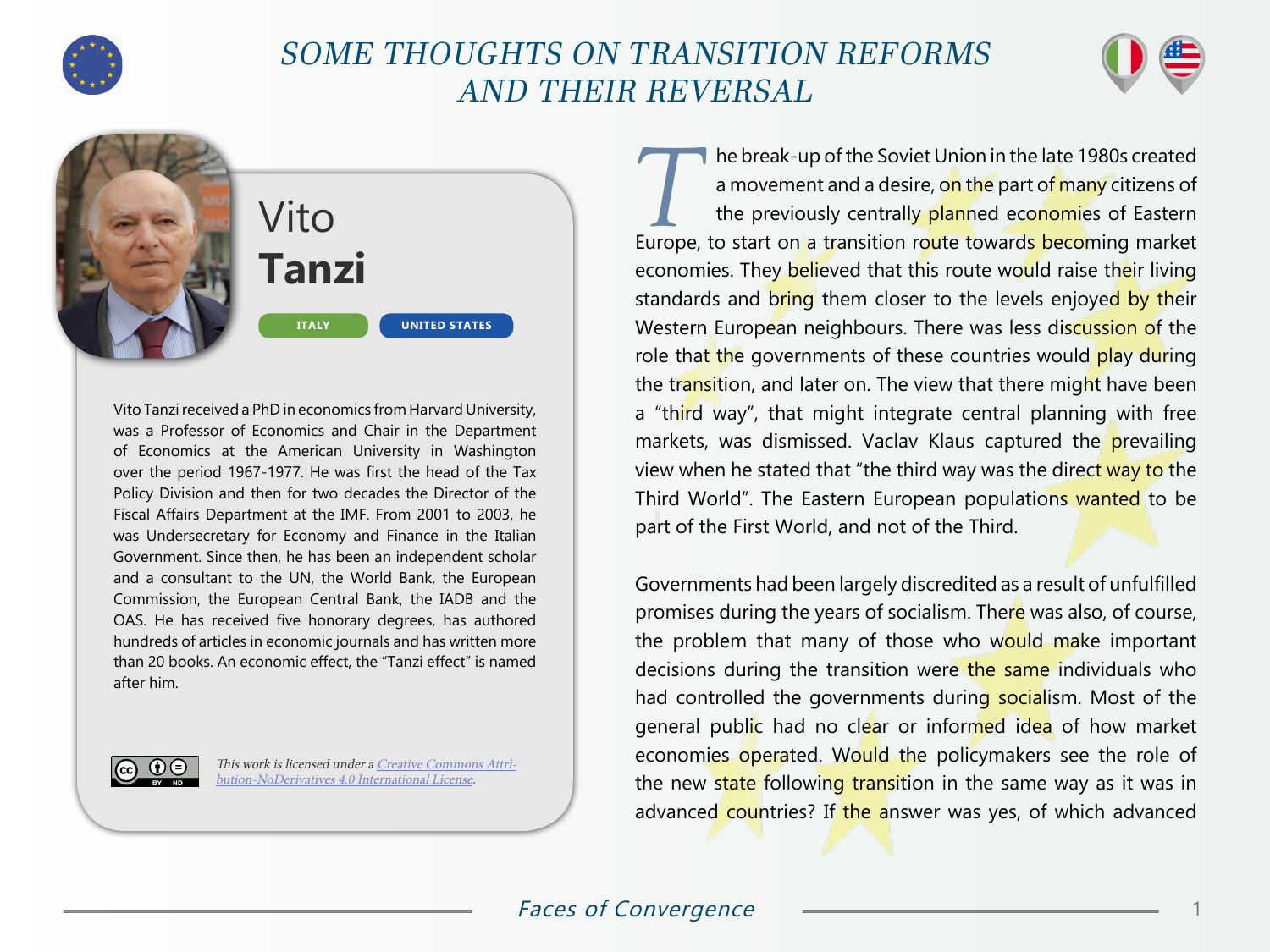# SOME THOUGHTS ON TRANSITION REFORMS AND THEIR REVERSAL

## Vito **Tanzi**

ITALY | UNITED STATES

Vito Tanzi received a PhD in economics from Harvard University, was a Professor of Economics and Chair in the Department of Economics at the American University in Washington over the period 1967-1977. He was first the head of the Tax Policy Division and then for two decades the Director of the Fiscal Affairs Department at the IMF. From 2001 to 2003, he was Undersecretary for Economy and Finance in the Italian Government. Since then, he has been an independent scholar and a consultant to the UN, the World Bank, the European Commission, the European Central Bank, the IADB and the OAS. He has received five honorary degrees, has authored hundreds of articles in economic journals and has written more than 20 books. An economic effect, the "Tanzi effect" is named after him.

*This work is licensed under a Creative Commons Attribution-NoDerivatives 4.0 International License.*

The break-up of the Soviet Union in the late 1980s created a movement and a desire, on the part of many citizens of the previously centrally planned economies of Eastern Europe, to start on a transition route towards becoming market economies. They believed that this route would raise their living standards and bring them closer to the levels enjoyed by their Western European neighbours. There was less discussion of the role that the governments of these countries would play during the transition, and later on. The view that there might have been a "third way", that might integrate central planning with free markets, was dismissed. Vaclav Klaus captured the prevailing view when he stated that "the third way was the direct way to the Third World". The Eastern European populations wanted to be part of the First World, and not of the Third.

Governments had been largely discredited as a result of unfulfilled promises during the years of socialism. There was also, of course, the problem that many of those who would make important decisions during the transition were the same individuals who had controlled the governments during socialism. Most of the general public had no clear or informed idea of how market economies operated. Would the policymakers see the role of the new state following transition in the same way as it was in advanced countries? If the answer was yes, of which advanced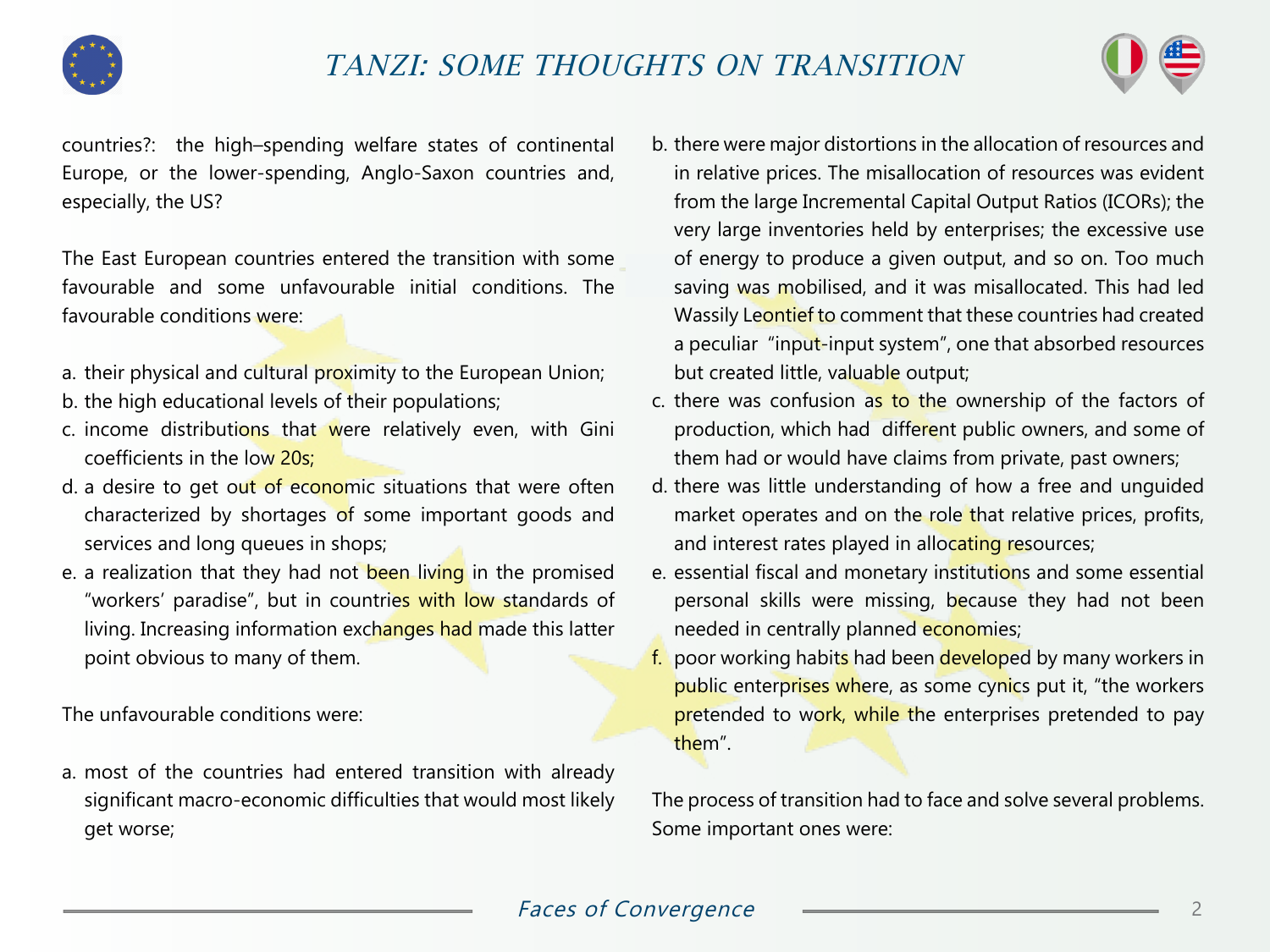countries?: the high–spending welfare states of continental Europe, or the lower-spending, Anglo-Saxon countries and, especially, the US?

The East European countries entered the transition with some favourable and some unfavourable initial conditions. The favourable conditions were:

a. their physical and cultural proximity to the European Union;
b. the high educational levels of their populations;
c. income distributions that were relatively even, with Gini coefficients in the low 20s;
d. a desire to get out of economic situations that were often characterized by shortages of some important goods and services and long queues in shops;
e. a realization that they had not been living in the promised "workers' paradise", but in countries with low standards of living. Increasing information exchanges had made this latter point obvious to many of them.

The unfavourable conditions were:

a. most of the countries had entered transition with already significant macro-economic difficulties that would most likely get worse;
b. there were major distortions in the allocation of resources and in relative prices. The misallocation of resources was evident from the large Incremental Capital Output Ratios (ICORs); the very large inventories held by enterprises; the excessive use of energy to produce a given output, and so on. Too much saving was mobilised, and it was misallocated. This had led Wassily Leontief to comment that these countries had created a peculiar "input-input system", one that absorbed resources but created little, valuable output;
c. there was confusion as to the ownership of the factors of production, which had different public owners, and some of them had or would have claims from private, past owners;
d. there was little understanding of how a free and unguided market operates and on the role that relative prices, profits, and interest rates played in allocating resources;
e. essential fiscal and monetary institutions and some essential personal skills were missing, because they had not been needed in centrally planned economies;
f. poor working habits had been developed by many workers in public enterprises where, as some cynics put it, "the workers pretended to work, while the enterprises pretended to pay them".

The process of transition had to face and solve several problems. Some important ones were: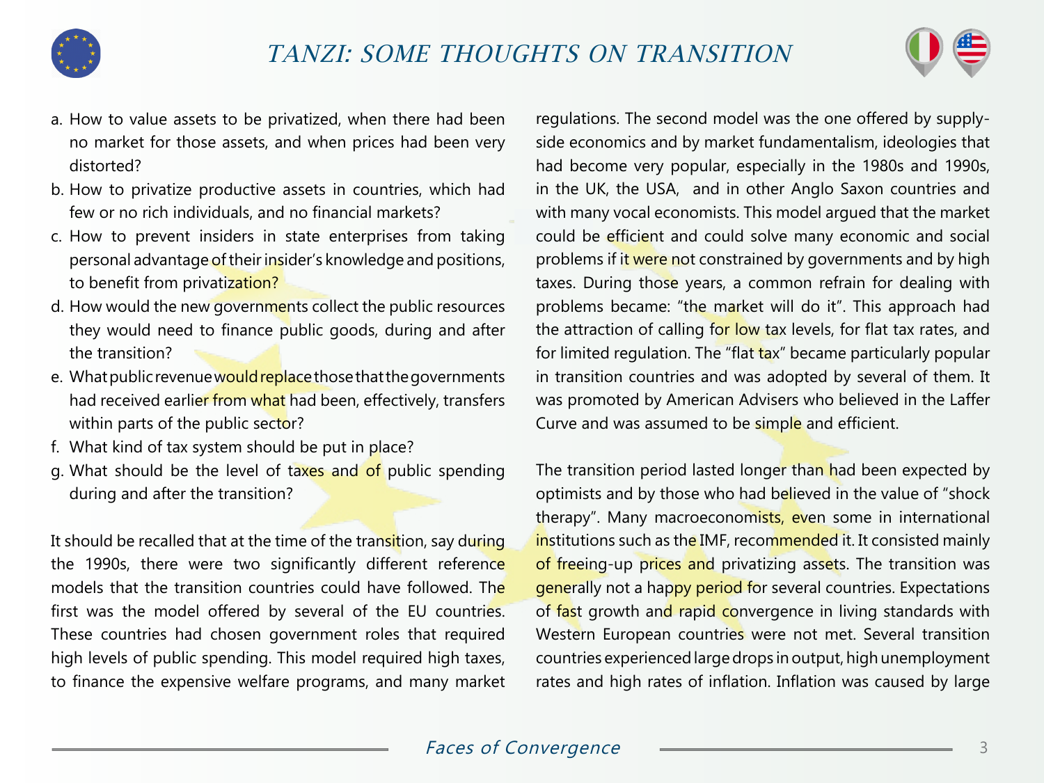a. How to value assets to be privatized, when there had been no market for those assets, and when prices had been very distorted?
b. How to privatize productive assets in countries, which had few or no rich individuals, and no financial markets?
c. How to prevent insiders in state enterprises from taking personal advantage of their insider's knowledge and positions, to benefit from privatization?
d. How would the new governments collect the public resources they would need to finance public goods, during and after the transition?
e. What public revenue would replace those that the governments had received earlier from what had been, effectively, transfers within parts of the public sector?
f. What kind of tax system should be put in place?
g. What should be the level of taxes and of public spending during and after the transition?

It should be recalled that at the time of the transition, say during the 1990s, there were two significantly different reference models that the transition countries could have followed. The first was the model offered by several of the EU countries. These countries had chosen government roles that required high levels of public spending. This model required high taxes, to finance the expensive welfare programs, and many market regulations. The second model was the one offered by supply-side economics and by market fundamentalism, ideologies that had become very popular, especially in the 1980s and 1990s, in the UK, the USA, and in other Anglo Saxon countries and with many vocal economists. This model argued that the market could be efficient and could solve many economic and social problems if it were not constrained by governments and by high taxes. During those years, a common refrain for dealing with problems became: "the market will do it". This approach had the attraction of calling for low tax levels, for flat tax rates, and for limited regulation. The "flat tax" became particularly popular in transition countries and was adopted by several of them. It was promoted by American Advisers who believed in the Laffer Curve and was assumed to be simple and efficient.

The transition period lasted longer than had been expected by optimists and by those who had believed in the value of "shock therapy". Many macroeconomists, even some in international institutions such as the IMF, recommended it. It consisted mainly of freeing-up prices and privatizing assets. The transition was generally not a happy period for several countries. Expectations of fast growth and rapid convergence in living standards with Western European countries were not met. Several transition countries experienced large drops in output, high unemployment rates and high rates of inflation. Inflation was caused by large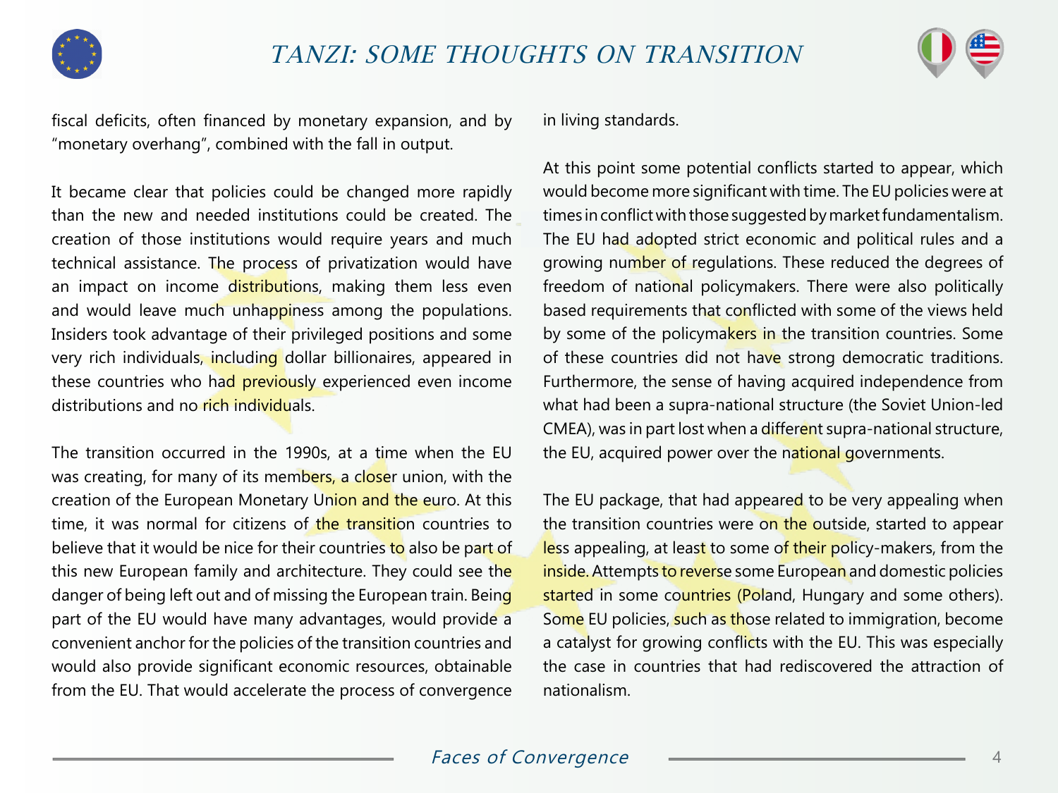fiscal deficits, often financed by monetary expansion, and by "monetary overhang", combined with the fall in output.

It became clear that policies could be changed more rapidly than the new and needed institutions could be created. The creation of those institutions would require years and much technical assistance. The process of privatization would have an impact on income distributions, making them less even and would leave much unhappiness among the populations. Insiders took advantage of their privileged positions and some very rich individuals, including dollar billionaires, appeared in these countries who had previously experienced even income distributions and no rich individuals.

The transition occurred in the 1990s, at a time when the EU was creating, for many of its members, a closer union, with the creation of the European Monetary Union and the euro. At this time, it was normal for citizens of the transition countries to believe that it would be nice for their countries to also be part of this new European family and architecture. They could see the danger of being left out and of missing the European train. Being part of the EU would have many advantages, would provide a convenient anchor for the policies of the transition countries and would also provide significant economic resources, obtainable from the EU. That would accelerate the process of convergence in living standards.

At this point some potential conflicts started to appear, which would become more significant with time. The EU policies were at times in conflict with those suggested by market fundamentalism. The EU had adopted strict economic and political rules and a growing number of regulations. These reduced the degrees of freedom of national policymakers. There were also politically based requirements that conflicted with some of the views held by some of the policymakers in the transition countries. Some of these countries did not have strong democratic traditions. Furthermore, the sense of having acquired independence from what had been a supra-national structure (the Soviet Union-led CMEA), was in part lost when a different supra-national structure, the EU, acquired power over the national governments.

The EU package, that had appeared to be very appealing when the transition countries were on the outside, started to appear less appealing, at least to some of their policy-makers, from the inside. Attempts to reverse some European and domestic policies started in some countries (Poland, Hungary and some others). Some EU policies, such as those related to immigration, become a catalyst for growing conflicts with the EU. This was especially the case in countries that had rediscovered the attraction of nationalism.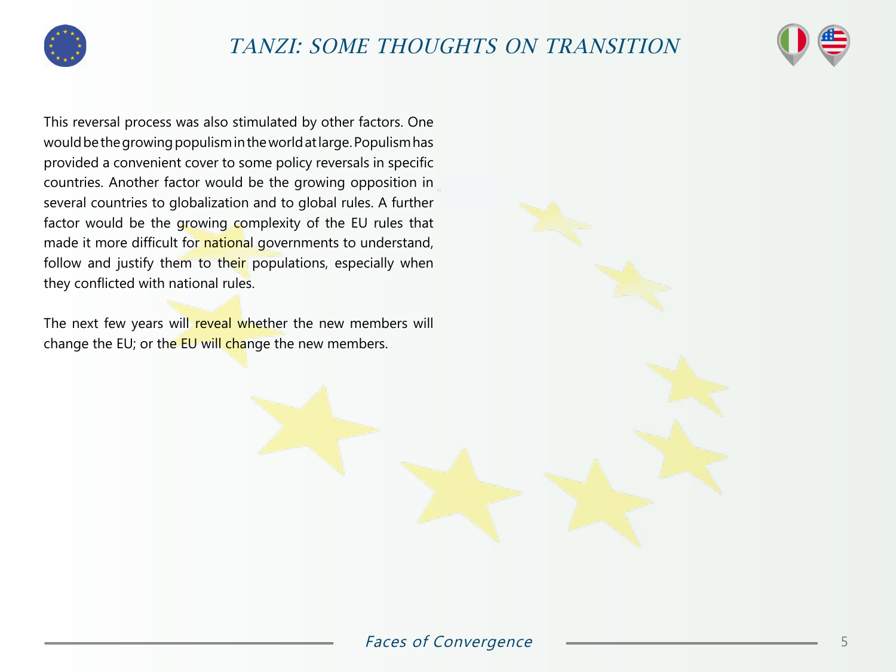This reversal process was also stimulated by other factors. One would be the growing populism in the world at large. Populism has provided a convenient cover to some policy reversals in specific countries. Another factor would be the growing opposition in several countries to globalization and to global rules. A further factor would be the growing complexity of the EU rules that made it more difficult for national governments to understand, follow and justify them to their populations, especially when they conflicted with national rules.

The next few years will reveal whether the new members will change the EU; or the EU will change the new members.